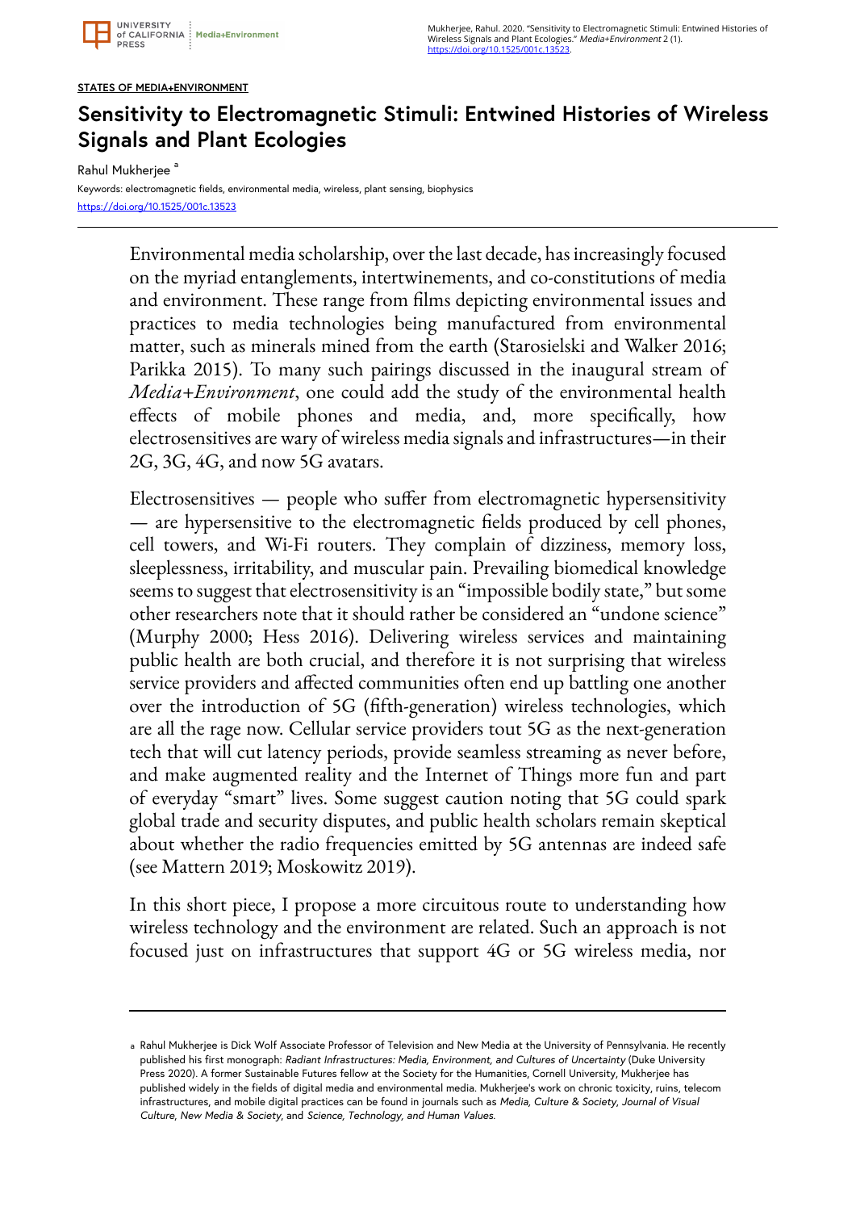STATES OF MEDIA+ENVIRONMENT

# Sensitivity to Electromagnetic Stimuli: Entwined Histories of Wireless Signals and Plant Ecologies

Rahul Mukherjee [a]

Keywords: electromagnetic fields, environmental media, wireless, plant sensing, biophysics

https://doi.org/10.1525/001c.13523

Environmental media scholarship, over the last decade, has increasingly focused on the myriad entanglements, intertwinements, and co-constitutions of media and environment. These range from films depicting environmental issues and practices to media technologies being manufactured from environmental matter, such as minerals mined from the earth (Starosielski and Walker 2016; Parikka 2015). To many such pairings discussed in the inaugural stream of *Media+Environment*, one could add the study of the environmental health effects of mobile phones and media, and, more specifically, how electrosensitives are wary of wireless media signals and infrastructures—in their 2G, 3G, 4G, and now 5G avatars.

Electrosensitives — people who suffer from electromagnetic hypersensitivity — are hypersensitive to the electromagnetic fields produced by cell phones, cell towers, and Wi-Fi routers. They complain of dizziness, memory loss, sleeplessness, irritability, and muscular pain. Prevailing biomedical knowledge seems to suggest that electrosensitivity is an "impossible bodily state," but some other researchers note that it should rather be considered an "undone science" (Murphy 2000; Hess 2016). Delivering wireless services and maintaining public health are both crucial, and therefore it is not surprising that wireless service providers and affected communities often end up battling one another over the introduction of 5G (fifth-generation) wireless technologies, which are all the rage now. Cellular service providers tout 5G as the next-generation tech that will cut latency periods, provide seamless streaming as never before, and make augmented reality and the Internet of Things more fun and part of everyday "smart" lives. Some suggest caution noting that 5G could spark global trade and security disputes, and public health scholars remain skeptical about whether the radio frequencies emitted by 5G antennas are indeed safe (see Mattern 2019; Moskowitz 2019).

In this short piece, I propose a more circuitous route to understanding how wireless technology and the environment are related. Such an approach is not focused just on infrastructures that support 4G or 5G wireless media, nor

---

[a] Rahul Mukherjee is Dick Wolf Associate Professor of Television and New Media at the University of Pennsylvania. He recently published his first monograph: *Radiant Infrastructures: Media, Environment, and Cultures of Uncertainty* (Duke University Press 2020). A former Sustainable Futures fellow at the Society for the Humanities, Cornell University, Mukherjee has published widely in the fields of digital media and environmental media. Mukherjee's work on chronic toxicity, ruins, telecom infrastructures, and mobile digital practices can be found in journals such as *Media, Culture & Society*, *Journal of Visual Culture*, *New Media & Society*, and *Science, Technology, and Human Values*.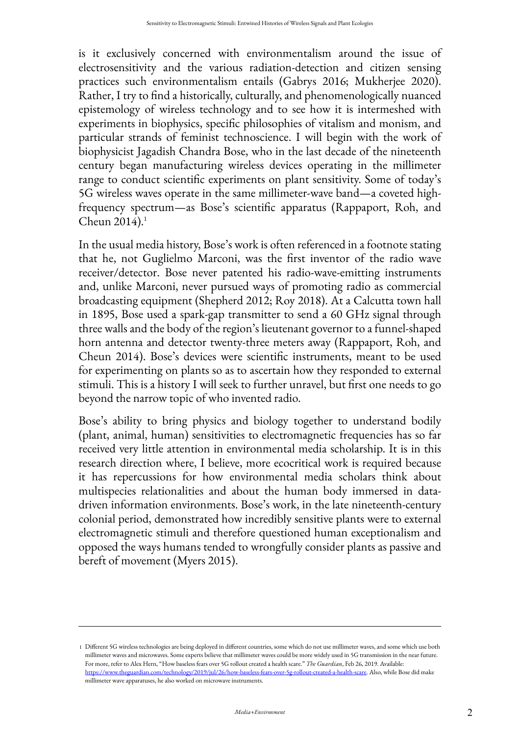is it exclusively concerned with environmentalism around the issue of electrosensitivity and the various radiation-detection and citizen sensing practices such environmentalism entails (Gabrys 2016; Mukherjee 2020). Rather, I try to find a historically, culturally, and phenomenologically nuanced epistemology of wireless technology and to see how it is intermeshed with experiments in biophysics, specific philosophies of vitalism and monism, and particular strands of feminist technoscience. I will begin with the work of biophysicist Jagadish Chandra Bose, who in the last decade of the nineteenth century began manufacturing wireless devices operating in the millimeter range to conduct scientific experiments on plant sensitivity. Some of today's 5G wireless waves operate in the same millimeter-wave band—a coveted high-frequency spectrum—as Bose's scientific apparatus (Rappaport, Roh, and Cheun 2014).[1]

In the usual media history, Bose's work is often referenced in a footnote stating that he, not Guglielmo Marconi, was the first inventor of the radio wave receiver/detector. Bose never patented his radio-wave-emitting instruments and, unlike Marconi, never pursued ways of promoting radio as commercial broadcasting equipment (Shepherd 2012; Roy 2018). At a Calcutta town hall in 1895, Bose used a spark-gap transmitter to send a 60 GHz signal through three walls and the body of the region's lieutenant governor to a funnel-shaped horn antenna and detector twenty-three meters away (Rappaport, Roh, and Cheun 2014). Bose's devices were scientific instruments, meant to be used for experimenting on plants so as to ascertain how they responded to external stimuli. This is a history I will seek to further unravel, but first one needs to go beyond the narrow topic of who invented radio.

Bose's ability to bring physics and biology together to understand bodily (plant, animal, human) sensitivities to electromagnetic frequencies has so far received very little attention in environmental media scholarship. It is in this research direction where, I believe, more ecocritical work is required because it has repercussions for how environmental media scholars think about multispecies relationalities and about the human body immersed in data-driven information environments. Bose's work, in the late nineteenth-century colonial period, demonstrated how incredibly sensitive plants were to external electromagnetic stimuli and therefore questioned human exceptionalism and opposed the ways humans tended to wrongfully consider plants as passive and bereft of movement (Myers 2015).

---

[1] Different 5G wireless technologies are being deployed in different countries, some which do not use millimeter waves, and some which use both millimeter waves and microwaves. Some experts believe that millimeter waves could be more widely used in 5G transmission in the near future. For more, refer to Alex Hern, "How baseless fears over 5G rollout created a health scare." *The Guardian*, Feb 26, 2019. Available: https://www.theguardian.com/technology/2019/jul/26/how-baseless-fears-over-5g-rollout-created-a-health-scare. Also, while Bose did make millimeter wave apparatuses, he also worked on microwave instruments.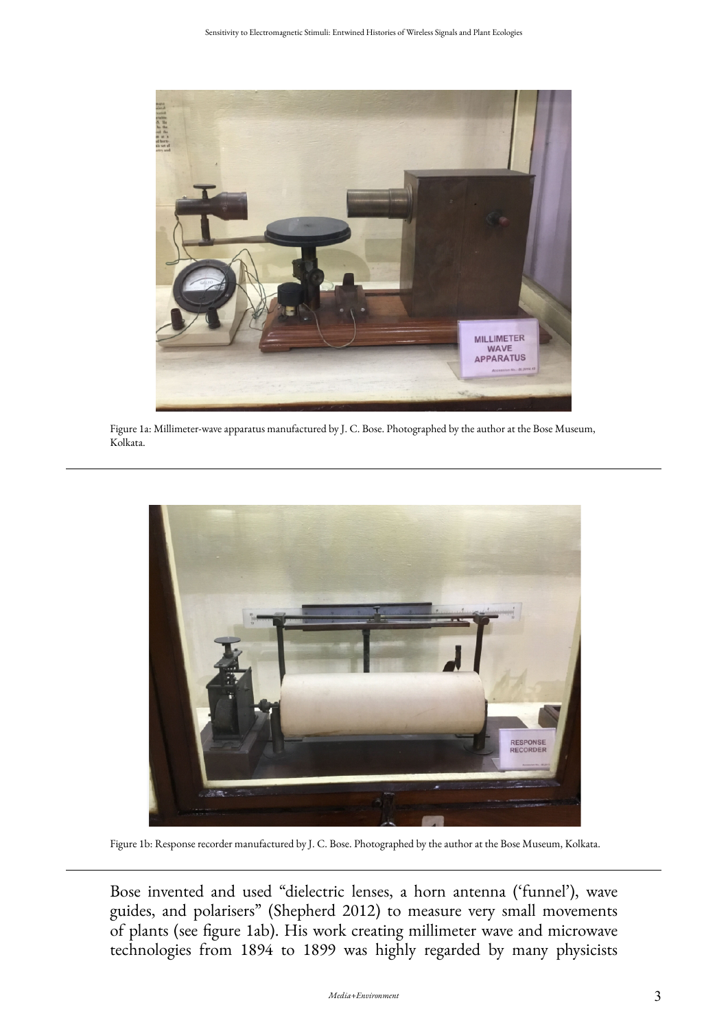Figure 1a: Millimeter-wave apparatus manufactured by J. C. Bose. Photographed by the author at the Bose Museum, Kolkata.

Figure 1b: Response recorder manufactured by J. C. Bose. Photographed by the author at the Bose Museum, Kolkata.

Bose invented and used "dielectric lenses, a horn antenna ('funnel'), wave guides, and polarisers" (Shepherd 2012) to measure very small movements of plants (see figure 1ab). His work creating millimeter wave and microwave technologies from 1894 to 1899 was highly regarded by many physicists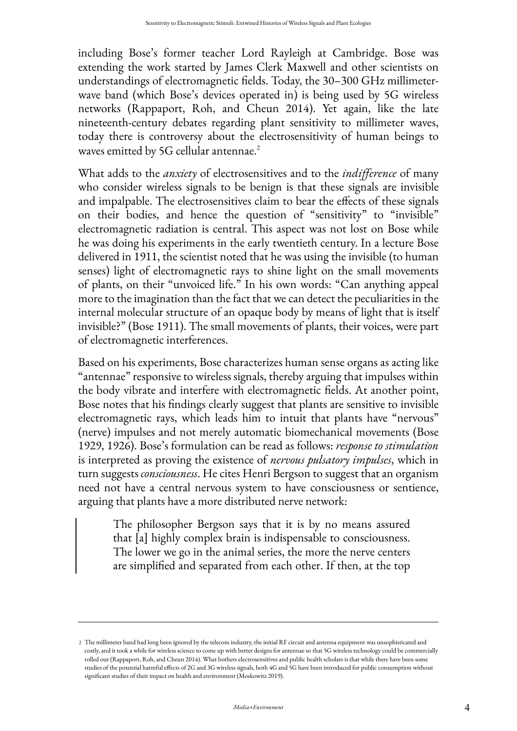including Bose's former teacher Lord Rayleigh at Cambridge. Bose was extending the work started by James Clerk Maxwell and other scientists on understandings of electromagnetic fields. Today, the 30–300 GHz millimeter-wave band (which Bose's devices operated in) is being used by 5G wireless networks (Rappaport, Roh, and Cheun 2014). Yet again, like the late nineteenth-century debates regarding plant sensitivity to millimeter waves, today there is controversy about the electrosensitivity of human beings to waves emitted by 5G cellular antennae.[2]

What adds to the *anxiety* of electrosensitives and to the *indifference* of many who consider wireless signals to be benign is that these signals are invisible and impalpable. The electrosensitives claim to bear the effects of these signals on their bodies, and hence the question of "sensitivity" to "invisible" electromagnetic radiation is central. This aspect was not lost on Bose while he was doing his experiments in the early twentieth century. In a lecture Bose delivered in 1911, the scientist noted that he was using the invisible (to human senses) light of electromagnetic rays to shine light on the small movements of plants, on their "unvoiced life." In his own words: "Can anything appeal more to the imagination than the fact that we can detect the peculiarities in the internal molecular structure of an opaque body by means of light that is itself invisible?" (Bose 1911). The small movements of plants, their voices, were part of electromagnetic interferences.

Based on his experiments, Bose characterizes human sense organs as acting like "antennae" responsive to wireless signals, thereby arguing that impulses within the body vibrate and interfere with electromagnetic fields. At another point, Bose notes that his findings clearly suggest that plants are sensitive to invisible electromagnetic rays, which leads him to intuit that plants have "nervous" (nerve) impulses and not merely automatic biomechanical movements (Bose 1929, 1926). Bose's formulation can be read as follows: *response to stimulation* is interpreted as proving the existence of *nervous pulsatory impulses*, which in turn suggests *consciousness*. He cites Henri Bergson to suggest that an organism need not have a central nervous system to have consciousness or sentience, arguing that plants have a more distributed nerve network:

> The philosopher Bergson says that it is by no means assured that [a] highly complex brain is indispensable to consciousness. The lower we go in the animal series, the more the nerve centers are simplified and separated from each other. If then, at the top

---

2 The millimeter band had long been ignored by the telecom industry, the initial RF circuit and antenna equipment was unsophisticated and costly, and it took a while for wireless science to come up with better designs for antennae so that 5G wireless technology could be commercially rolled out (Rappaport, Roh, and Cheun 2014). What bothers electrosensitives and public health scholars is that while there have been some studies of the potential harmful effects of 2G and 3G wireless signals, both 4G and 5G have been introduced for public consumption without significant studies of their impact on health and environment (Moskowitz 2019).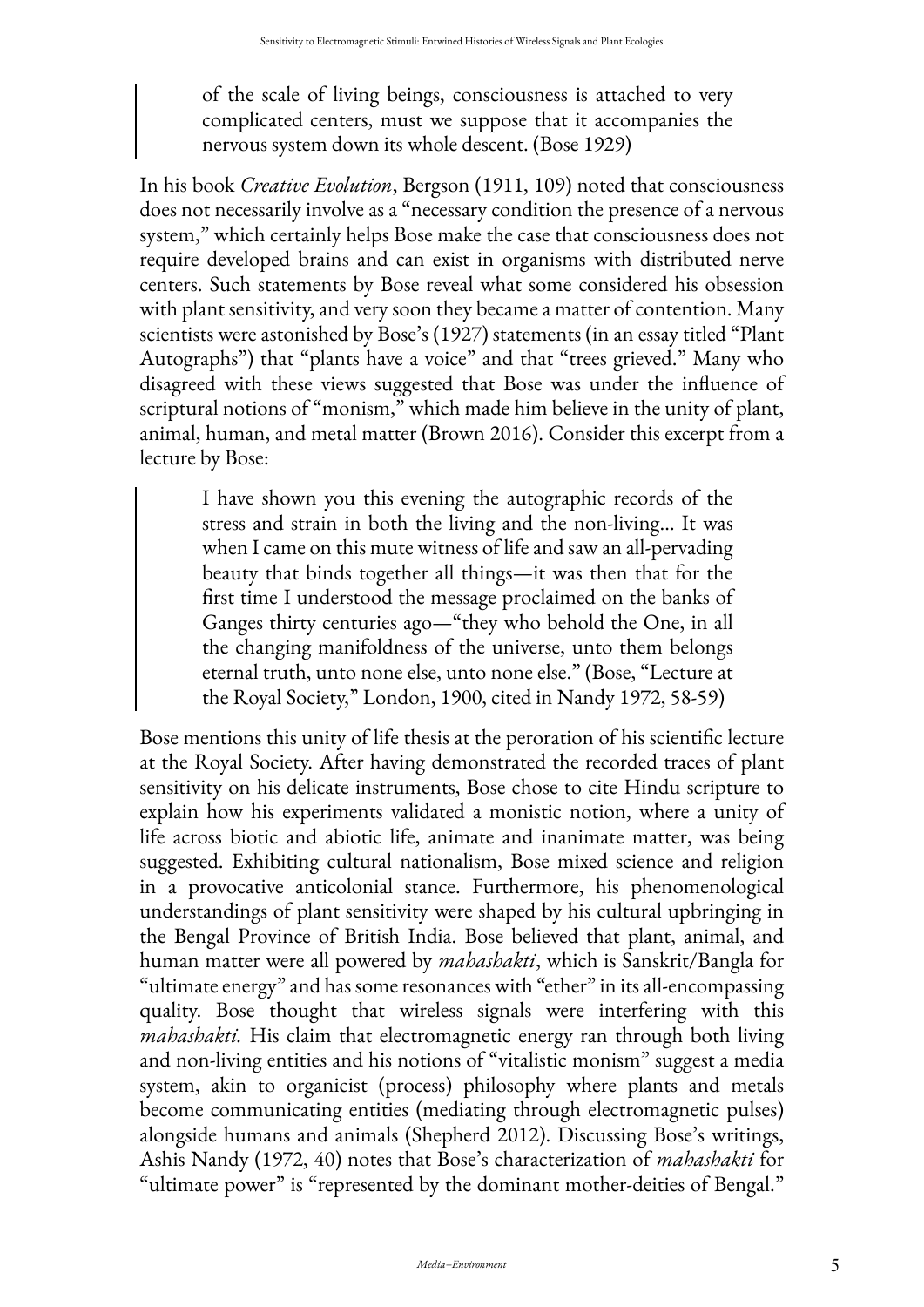> of the scale of living beings, consciousness is attached to very complicated centers, must we suppose that it accompanies the nervous system down its whole descent. (Bose 1929)

In his book *Creative Evolution*, Bergson (1911, 109) noted that consciousness does not necessarily involve as a "necessary condition the presence of a nervous system," which certainly helps Bose make the case that consciousness does not require developed brains and can exist in organisms with distributed nerve centers. Such statements by Bose reveal what some considered his obsession with plant sensitivity, and very soon they became a matter of contention. Many scientists were astonished by Bose's (1927) statements (in an essay titled "Plant Autographs") that "plants have a voice" and that "trees grieved." Many who disagreed with these views suggested that Bose was under the influence of scriptural notions of "monism," which made him believe in the unity of plant, animal, human, and metal matter (Brown 2016). Consider this excerpt from a lecture by Bose:

> I have shown you this evening the autographic records of the stress and strain in both the living and the non-living... It was when I came on this mute witness of life and saw an all-pervading beauty that binds together all things—it was then that for the first time I understood the message proclaimed on the banks of Ganges thirty centuries ago—"they who behold the One, in all the changing manifoldness of the universe, unto them belongs eternal truth, unto none else, unto none else." (Bose, "Lecture at the Royal Society," London, 1900, cited in Nandy 1972, 58-59)

Bose mentions this unity of life thesis at the peroration of his scientific lecture at the Royal Society. After having demonstrated the recorded traces of plant sensitivity on his delicate instruments, Bose chose to cite Hindu scripture to explain how his experiments validated a monistic notion, where a unity of life across biotic and abiotic life, animate and inanimate matter, was being suggested. Exhibiting cultural nationalism, Bose mixed science and religion in a provocative anticolonial stance. Furthermore, his phenomenological understandings of plant sensitivity were shaped by his cultural upbringing in the Bengal Province of British India. Bose believed that plant, animal, and human matter were all powered by *mahashakti*, which is Sanskrit/Bangla for "ultimate energy" and has some resonances with "ether" in its all-encompassing quality. Bose thought that wireless signals were interfering with this *mahashakti*. His claim that electromagnetic energy ran through both living and non-living entities and his notions of "vitalistic monism" suggest a media system, akin to organicist (process) philosophy where plants and metals become communicating entities (mediating through electromagnetic pulses) alongside humans and animals (Shepherd 2012). Discussing Bose's writings, Ashis Nandy (1972, 40) notes that Bose's characterization of *mahashakti* for "ultimate power" is "represented by the dominant mother-deities of Bengal."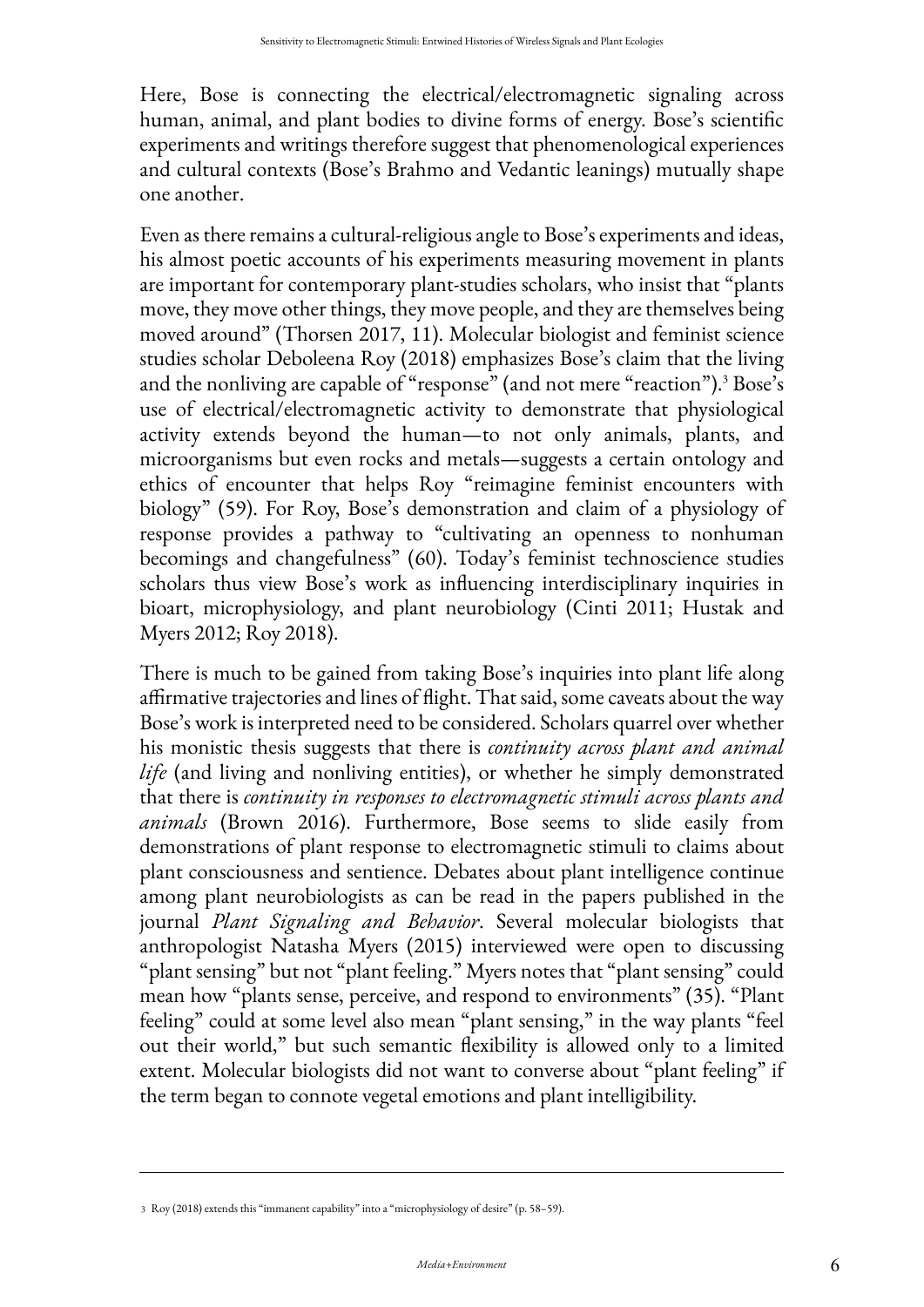Here, Bose is connecting the electrical/electromagnetic signaling across human, animal, and plant bodies to divine forms of energy. Bose's scientific experiments and writings therefore suggest that phenomenological experiences and cultural contexts (Bose's Brahmo and Vedantic leanings) mutually shape one another.

Even as there remains a cultural-religious angle to Bose's experiments and ideas, his almost poetic accounts of his experiments measuring movement in plants are important for contemporary plant-studies scholars, who insist that "plants move, they move other things, they move people, and they are themselves being moved around" (Thorsen 2017, 11). Molecular biologist and feminist science studies scholar Deboleena Roy (2018) emphasizes Bose's claim that the living and the nonliving are capable of "response" (and not mere "reaction").[3] Bose's use of electrical/electromagnetic activity to demonstrate that physiological activity extends beyond the human—to not only animals, plants, and microorganisms but even rocks and metals—suggests a certain ontology and ethics of encounter that helps Roy "reimagine feminist encounters with biology" (59). For Roy, Bose's demonstration and claim of a physiology of response provides a pathway to "cultivating an openness to nonhuman becomings and changefulness" (60). Today's feminist technoscience studies scholars thus view Bose's work as influencing interdisciplinary inquiries in bioart, microphysiology, and plant neurobiology (Cinti 2011; Hustak and Myers 2012; Roy 2018).

There is much to be gained from taking Bose's inquiries into plant life along affirmative trajectories and lines of flight. That said, some caveats about the way Bose's work is interpreted need to be considered. Scholars quarrel over whether his monistic thesis suggests that there is *continuity across plant and animal life* (and living and nonliving entities), or whether he simply demonstrated that there is *continuity in responses to electromagnetic stimuli across plants and animals* (Brown 2016). Furthermore, Bose seems to slide easily from demonstrations of plant response to electromagnetic stimuli to claims about plant consciousness and sentience. Debates about plant intelligence continue among plant neurobiologists as can be read in the papers published in the journal *Plant Signaling and Behavior*. Several molecular biologists that anthropologist Natasha Myers (2015) interviewed were open to discussing "plant sensing" but not "plant feeling." Myers notes that "plant sensing" could mean how "plants sense, perceive, and respond to environments" (35). "Plant feeling" could at some level also mean "plant sensing," in the way plants "feel out their world," but such semantic flexibility is allowed only to a limited extent. Molecular biologists did not want to converse about "plant feeling" if the term began to connote vegetal emotions and plant intelligibility.

---

3 Roy (2018) extends this "immanent capability" into a "microphysiology of desire" (p. 58–59).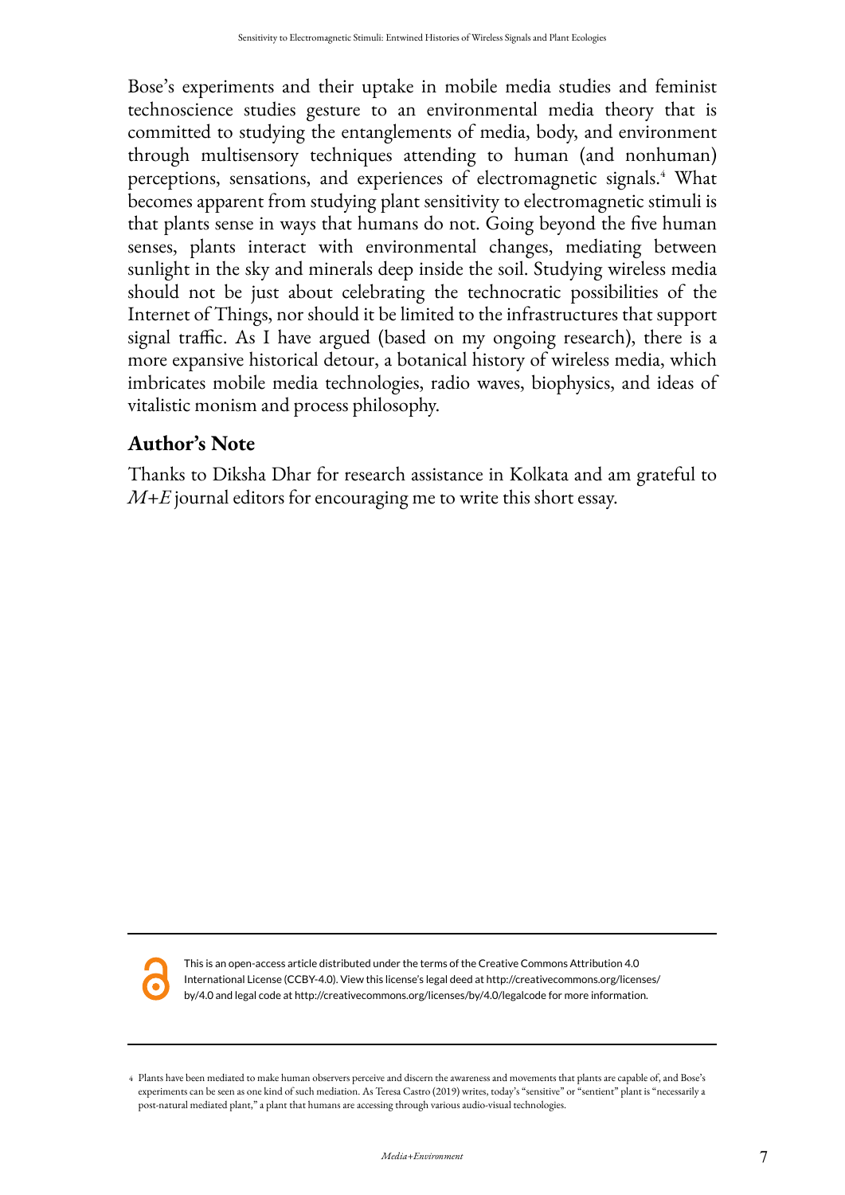Bose's experiments and their uptake in mobile media studies and feminist technoscience studies gesture to an environmental media theory that is committed to studying the entanglements of media, body, and environment through multisensory techniques attending to human (and nonhuman) perceptions, sensations, and experiences of electromagnetic signals.[4] What becomes apparent from studying plant sensitivity to electromagnetic stimuli is that plants sense in ways that humans do not. Going beyond the five human senses, plants interact with environmental changes, mediating between sunlight in the sky and minerals deep inside the soil. Studying wireless media should not be just about celebrating the technocratic possibilities of the Internet of Things, nor should it be limited to the infrastructures that support signal traffic. As I have argued (based on my ongoing research), there is a more expansive historical detour, a botanical history of wireless media, which imbricates mobile media technologies, radio waves, biophysics, and ideas of vitalistic monism and process philosophy.

## Author's Note

Thanks to Diksha Dhar for research assistance in Kolkata and am grateful to *M+E* journal editors for encouraging me to write this short essay.

---

This is an open-access article distributed under the terms of the Creative Commons Attribution 4.0 International License (CCBY-4.0). View this license's legal deed at http://creativecommons.org/licenses/by/4.0 and legal code at http://creativecommons.org/licenses/by/4.0/legalcode for more information.

---

4 Plants have been mediated to make human observers perceive and discern the awareness and movements that plants are capable of, and Bose's experiments can be seen as one kind of such mediation. As Teresa Castro (2019) writes, today's "sensitive" or "sentient" plant is "necessarily a post-natural mediated plant," a plant that humans are accessing through various audio-visual technologies.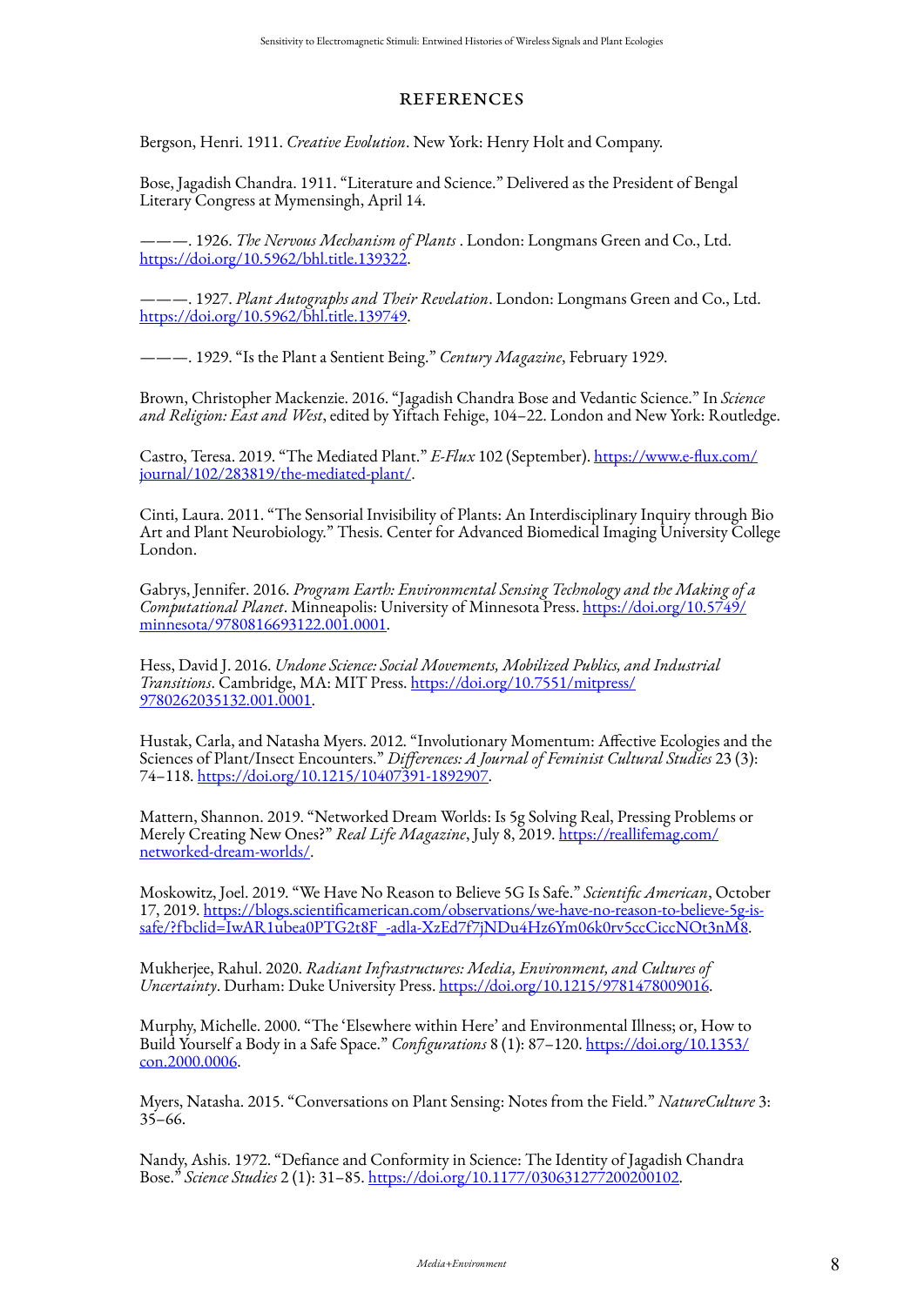## REFERENCES

Bergson, Henri. 1911. *Creative Evolution*. New York: Henry Holt and Company.

Bose, Jagadish Chandra. 1911. "Literature and Science." Delivered as the President of Bengal Literary Congress at Mymensingh, April 14.

———. 1926. *The Nervous Mechanism of Plants* . London: Longmans Green and Co., Ltd. https://doi.org/10.5962/bhl.title.139322.

———. 1927. *Plant Autographs and Their Revelation*. London: Longmans Green and Co., Ltd. https://doi.org/10.5962/bhl.title.139749.

———. 1929. "Is the Plant a Sentient Being." *Century Magazine*, February 1929.

Brown, Christopher Mackenzie. 2016. "Jagadish Chandra Bose and Vedantic Science." In *Science and Religion: East and West*, edited by Yiftach Fehige, 104–22. London and New York: Routledge.

Castro, Teresa. 2019. "The Mediated Plant." *E-Flux* 102 (September). https://www.e-flux.com/journal/102/283819/the-mediated-plant/.

Cinti, Laura. 2011. "The Sensorial Invisibility of Plants: An Interdisciplinary Inquiry through Bio Art and Plant Neurobiology." Thesis. Center for Advanced Biomedical Imaging University College London.

Gabrys, Jennifer. 2016. *Program Earth: Environmental Sensing Technology and the Making of a Computational Planet*. Minneapolis: University of Minnesota Press. https://doi.org/10.5749/minnesota/9780816693122.001.0001.

Hess, David J. 2016. *Undone Science: Social Movements, Mobilized Publics, and Industrial Transitions*. Cambridge, MA: MIT Press. https://doi.org/10.7551/mitpress/9780262035132.001.0001.

Hustak, Carla, and Natasha Myers. 2012. "Involutionary Momentum: Affective Ecologies and the Sciences of Plant/Insect Encounters." *Differences: A Journal of Feminist Cultural Studies* 23 (3): 74–118. https://doi.org/10.1215/10407391-1892907.

Mattern, Shannon. 2019. "Networked Dream Worlds: Is 5g Solving Real, Pressing Problems or Merely Creating New Ones?" *Real Life Magazine*, July 8, 2019. https://reallifemag.com/networked-dream-worlds/.

Moskowitz, Joel. 2019. "We Have No Reason to Believe 5G Is Safe." *Scientific American*, October 17, 2019. https://blogs.scientificamerican.com/observations/we-have-no-reason-to-believe-5g-is-safe/?fbclid=IwAR1ubea0PTG2t8F_-adla-XzEd7f7jNDu4Hz6Ym06k0rv5ccCiccNOt3nM8.

Mukherjee, Rahul. 2020. *Radiant Infrastructures: Media, Environment, and Cultures of Uncertainty*. Durham: Duke University Press. https://doi.org/10.1215/9781478009016.

Murphy, Michelle. 2000. "The 'Elsewhere within Here' and Environmental Illness; or, How to Build Yourself a Body in a Safe Space." *Configurations* 8 (1): 87–120. https://doi.org/10.1353/con.2000.0006.

Myers, Natasha. 2015. "Conversations on Plant Sensing: Notes from the Field." *NatureCulture* 3: 35–66.

Nandy, Ashis. 1972. "Defiance and Conformity in Science: The Identity of Jagadish Chandra Bose." *Science Studies* 2 (1): 31–85. https://doi.org/10.1177/030631277200200102.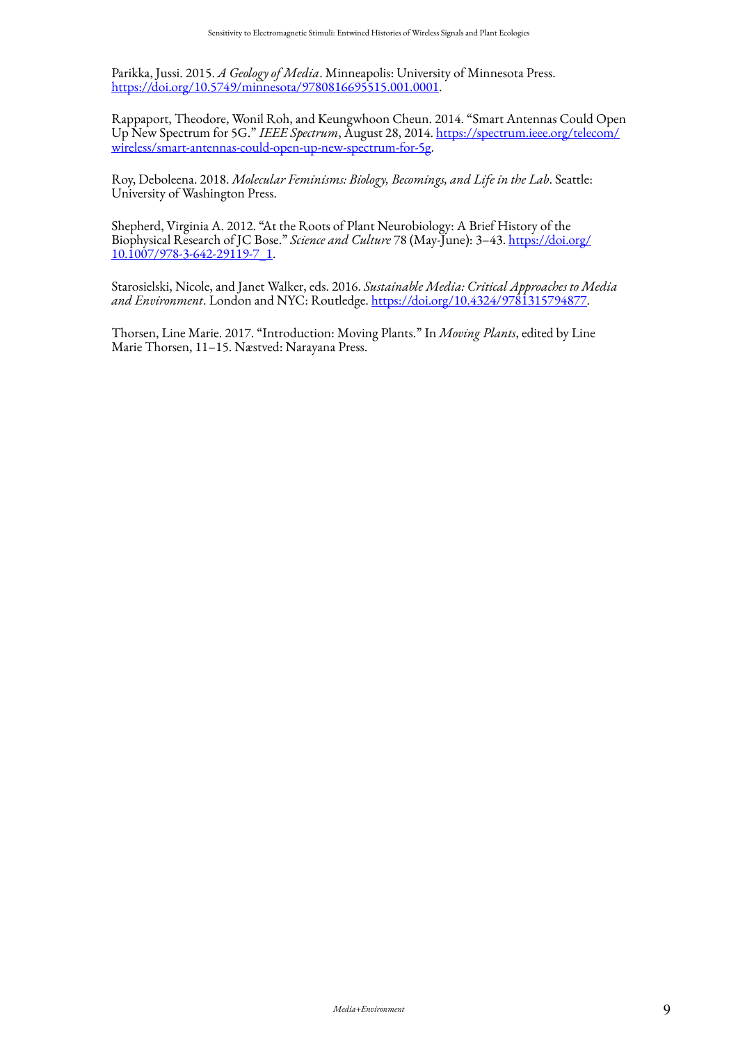Parikka, Jussi. 2015. *A Geology of Media*. Minneapolis: University of Minnesota Press. https://doi.org/10.5749/minnesota/9780816695515.001.0001.

Rappaport, Theodore, Wonil Roh, and Keungwhoon Cheun. 2014. "Smart Antennas Could Open Up New Spectrum for 5G." *IEEE Spectrum*, August 28, 2014. https://spectrum.ieee.org/telecom/wireless/smart-antennas-could-open-up-new-spectrum-for-5g.

Roy, Deboleena. 2018. *Molecular Feminisms: Biology, Becomings, and Life in the Lab*. Seattle: University of Washington Press.

Shepherd, Virginia A. 2012. "At the Roots of Plant Neurobiology: A Brief History of the Biophysical Research of JC Bose." *Science and Culture* 78 (May-June): 3–43. https://doi.org/10.1007/978-3-642-29119-7_1.

Starosielski, Nicole, and Janet Walker, eds. 2016. *Sustainable Media: Critical Approaches to Media and Environment*. London and NYC: Routledge. https://doi.org/10.4324/9781315794877.

Thorsen, Line Marie. 2017. "Introduction: Moving Plants." In *Moving Plants*, edited by Line Marie Thorsen, 11–15. Næstved: Narayana Press.